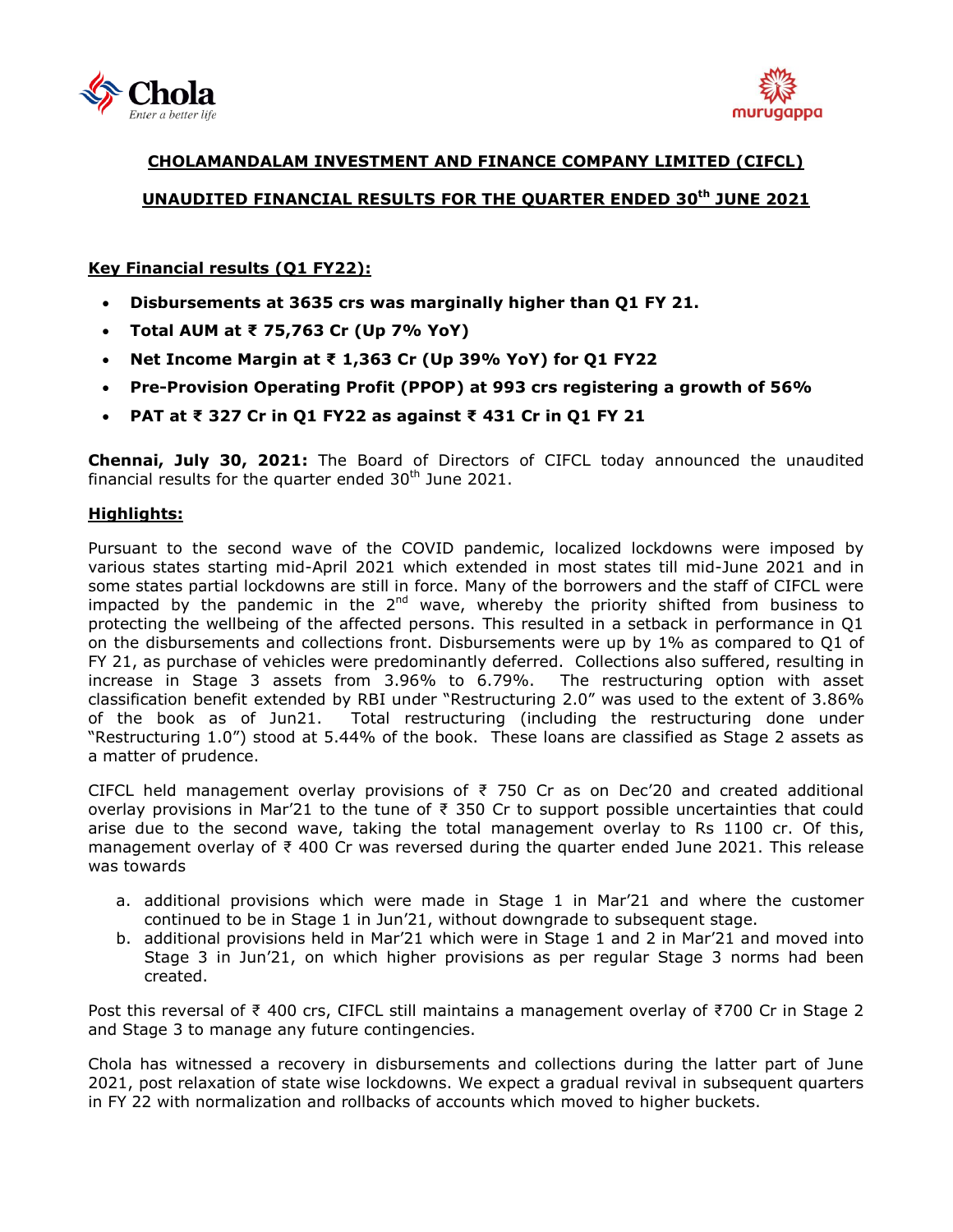# CHOLAMANDALAM INVESTMENT AND FINANCE COMPANY LIMITED (CIFCL)

## UNAUDITED FINANCIAL RESULTS FOR THE QUARTER ENDED 30th JUNE 2021

### Key Financial results (Q1 FY22):

- **Disbursements at 3635 crs was marginally higher than Q1 FY 21.**
- **Total AUM at ₹ 75,763 Cr (Up 7% YoY)**
- **Net Income Margin at ₹ 1,363 Cr (Up 39% YoY) for Q1 FY22**
- **Pre-Provision Operating Profit (PPOP) at 993 crs registering a growth of 56%**
- **PAT at ₹ 327 Cr in Q1 FY22 as against ₹ 431 Cr in Q1 FY 21**

**Chennai, July 30, 2021:** The Board of Directors of CIFCL today announced the unaudited financial results for the quarter ended 30th June 2021.

### Highlights:

Pursuant to the second wave of the COVID pandemic, localized lockdowns were imposed by various states starting mid-April 2021 which extended in most states till mid-June 2021 and in some states partial lockdowns are still in force. Many of the borrowers and the staff of CIFCL were impacted by the pandemic in the 2nd wave, whereby the priority shifted from business to protecting the wellbeing of the affected persons. This resulted in a setback in performance in Q1 on the disbursements and collections front. Disbursements were up by 1% as compared to Q1 of FY 21, as purchase of vehicles were predominantly deferred. Collections also suffered, resulting in increase in Stage 3 assets from 3.96% to 6.79%. The restructuring option with asset classification benefit extended by RBI under "Restructuring 2.0" was used to the extent of 3.86% of the book as of Jun21. Total restructuring (including the restructuring done under "Restructuring 1.0") stood at 5.44% of the book. These loans are classified as Stage 2 assets as a matter of prudence.

CIFCL held management overlay provisions of ₹ 750 Cr as on Dec'20 and created additional overlay provisions in Mar'21 to the tune of ₹ 350 Cr to support possible uncertainties that could arise due to the second wave, taking the total management overlay to Rs 1100 cr. Of this, management overlay of ₹ 400 Cr was reversed during the quarter ended June 2021. This release was towards

a. additional provisions which were made in Stage 1 in Mar'21 and where the customer continued to be in Stage 1 in Jun'21, without downgrade to subsequent stage.
b. additional provisions held in Mar'21 which were in Stage 1 and 2 in Mar'21 and moved into Stage 3 in Jun'21, on which higher provisions as per regular Stage 3 norms had been created.

Post this reversal of ₹ 400 crs, CIFCL still maintains a management overlay of ₹700 Cr in Stage 2 and Stage 3 to manage any future contingencies.

Chola has witnessed a recovery in disbursements and collections during the latter part of June 2021, post relaxation of state wise lockdowns. We expect a gradual revival in subsequent quarters in FY 22 with normalization and rollbacks of accounts which moved to higher buckets.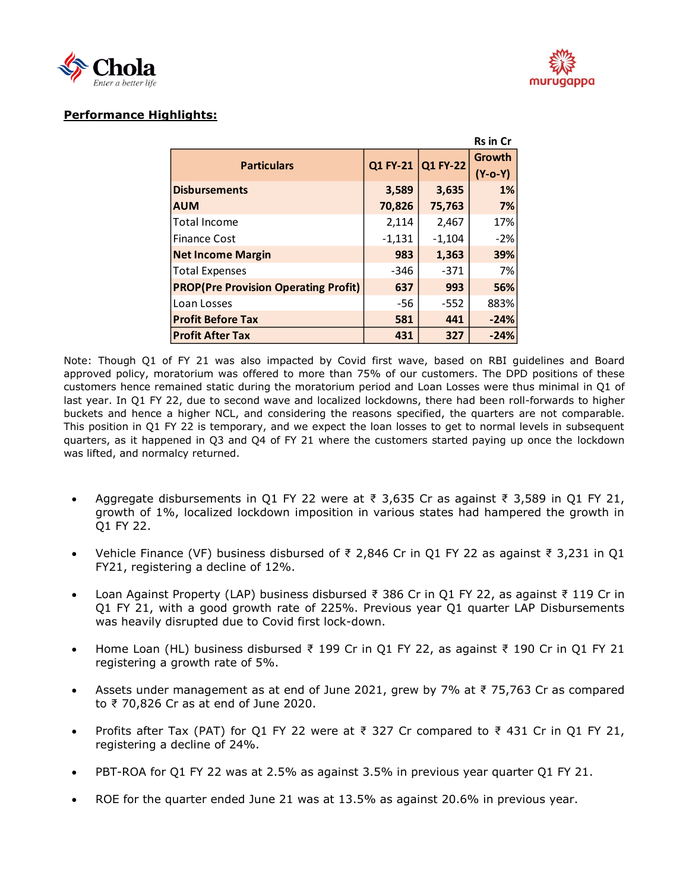**Performance Highlights:**

Rs in Cr

| Particulars | Q1 FY-21 | Q1 FY-22 | Growth (Y-o-Y) |
|---|---|---|---|
| **Disbursements** | **3,589** | **3,635** | **1%** |
| **AUM** | **70,826** | **75,763** | **7%** |
| Total Income | 2,114 | 2,467 | 17% |
| Finance Cost | -1,131 | -1,104 | -2% |
| **Net Income Margin** | **983** | **1,363** | **39%** |
| Total Expenses | -346 | -371 | 7% |
| **PROP(Pre Provision Operating Profit)** | **637** | **993** | **56%** |
| Loan Losses | -56 | -552 | 883% |
| **Profit Before Tax** | **581** | **441** | **-24%** |
| **Profit After Tax** | **431** | **327** | **-24%** |

Note: Though Q1 of FY 21 was also impacted by Covid first wave, based on RBI guidelines and Board approved policy, moratorium was offered to more than 75% of our customers. The DPD positions of these customers hence remained static during the moratorium period and Loan Losses were thus minimal in Q1 of last year. In Q1 FY 22, due to second wave and localized lockdowns, there had been roll-forwards to higher buckets and hence a higher NCL, and considering the reasons specified, the quarters are not comparable. This position in Q1 FY 22 is temporary, and we expect the loan losses to get to normal levels in subsequent quarters, as it happened in Q3 and Q4 of FY 21 where the customers started paying up once the lockdown was lifted, and normalcy returned.

- Aggregate disbursements in Q1 FY 22 were at ₹ 3,635 Cr as against ₹ 3,589 in Q1 FY 21, growth of 1%, localized lockdown imposition in various states had hampered the growth in Q1 FY 22.
- Vehicle Finance (VF) business disbursed of ₹ 2,846 Cr in Q1 FY 22 as against ₹ 3,231 in Q1 FY21, registering a decline of 12%.
- Loan Against Property (LAP) business disbursed ₹ 386 Cr in Q1 FY 22, as against ₹ 119 Cr in Q1 FY 21, with a good growth rate of 225%. Previous year Q1 quarter LAP Disbursements was heavily disrupted due to Covid first lock-down.
- Home Loan (HL) business disbursed ₹ 199 Cr in Q1 FY 22, as against ₹ 190 Cr in Q1 FY 21 registering a growth rate of 5%.
- Assets under management as at end of June 2021, grew by 7% at ₹ 75,763 Cr as compared to ₹ 70,826 Cr as at end of June 2020.
- Profits after Tax (PAT) for Q1 FY 22 were at ₹ 327 Cr compared to ₹ 431 Cr in Q1 FY 21, registering a decline of 24%.
- PBT-ROA for Q1 FY 22 was at 2.5% as against 3.5% in previous year quarter Q1 FY 21.
- ROE for the quarter ended June 21 was at 13.5% as against 20.6% in previous year.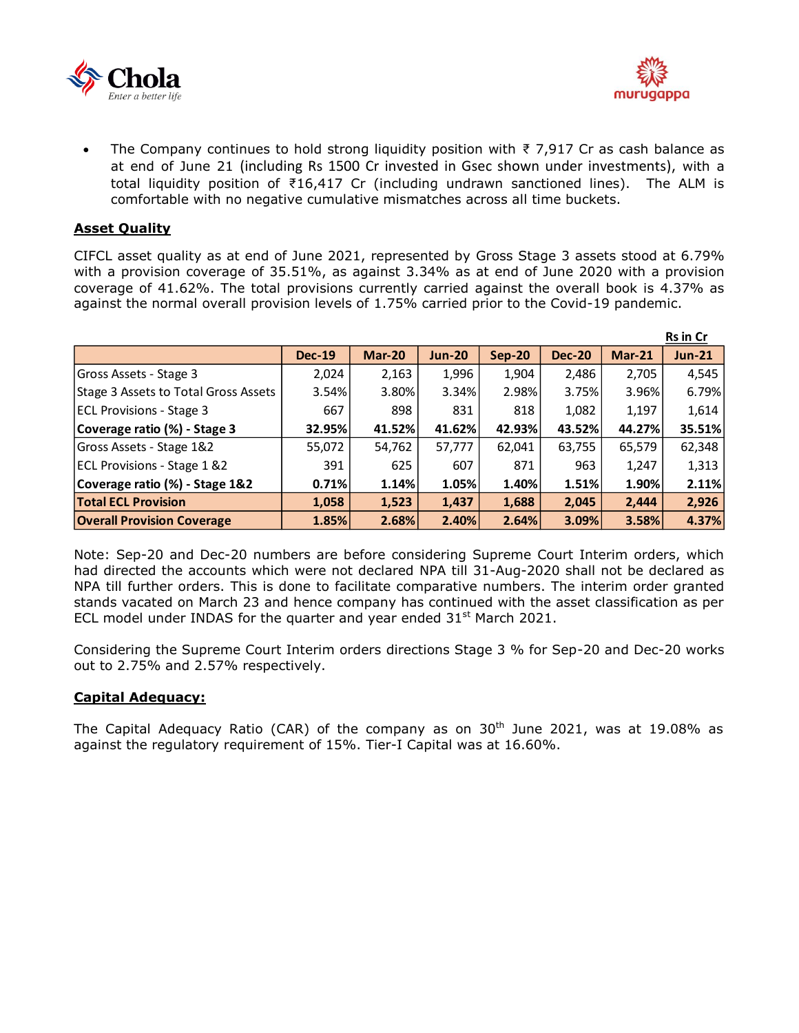- The Company continues to hold strong liquidity position with ₹ 7,917 Cr as cash balance as at end of June 21 (including Rs 1500 Cr invested in Gsec shown under investments), with a total liquidity position of ₹16,417 Cr (including undrawn sanctioned lines). The ALM is comfortable with no negative cumulative mismatches across all time buckets.

**Asset Quality**

CIFCL asset quality as at end of June 2021, represented by Gross Stage 3 assets stood at 6.79% with a provision coverage of 35.51%, as against 3.34% as at end of June 2020 with a provision coverage of 41.62%. The total provisions currently carried against the overall book is 4.37% as against the normal overall provision levels of 1.75% carried prior to the Covid-19 pandemic.

Rs in Cr

| | Dec-19 | Mar-20 | Jun-20 | Sep-20 | Dec-20 | Mar-21 | Jun-21 |
|---|---|---|---|---|---|---|---|
| Gross Assets - Stage 3 | 2,024 | 2,163 | 1,996 | 1,904 | 2,486 | 2,705 | 4,545 |
| Stage 3 Assets to Total Gross Assets | 3.54% | 3.80% | 3.34% | 2.98% | 3.75% | 3.96% | 6.79% |
| ECL Provisions - Stage 3 | 667 | 898 | 831 | 818 | 1,082 | 1,197 | 1,614 |
| **Coverage ratio (%) - Stage 3** | **32.95%** | **41.52%** | **41.62%** | **42.93%** | **43.52%** | **44.27%** | **35.51%** |
| Gross Assets - Stage 1&2 | 55,072 | 54,762 | 57,777 | 62,041 | 63,755 | 65,579 | 62,348 |
| ECL Provisions - Stage 1 &2 | 391 | 625 | 607 | 871 | 963 | 1,247 | 1,313 |
| **Coverage ratio (%) - Stage 1&2** | **0.71%** | **1.14%** | **1.05%** | **1.40%** | **1.51%** | **1.90%** | **2.11%** |
| **Total ECL Provision** | **1,058** | **1,523** | **1,437** | **1,688** | **2,045** | **2,444** | **2,926** |
| **Overall Provision Coverage** | **1.85%** | **2.68%** | **2.40%** | **2.64%** | **3.09%** | **3.58%** | **4.37%** |

Note: Sep-20 and Dec-20 numbers are before considering Supreme Court Interim orders, which had directed the accounts which were not declared NPA till 31-Aug-2020 shall not be declared as NPA till further orders. This is done to facilitate comparative numbers. The interim order granted stands vacated on March 23 and hence company has continued with the asset classification as per ECL model under INDAS for the quarter and year ended 31st March 2021.

Considering the Supreme Court Interim orders directions Stage 3 % for Sep-20 and Dec-20 works out to 2.75% and 2.57% respectively.

**Capital Adequacy:**

The Capital Adequacy Ratio (CAR) of the company as on 30th June 2021, was at 19.08% as against the regulatory requirement of 15%. Tier-I Capital was at 16.60%.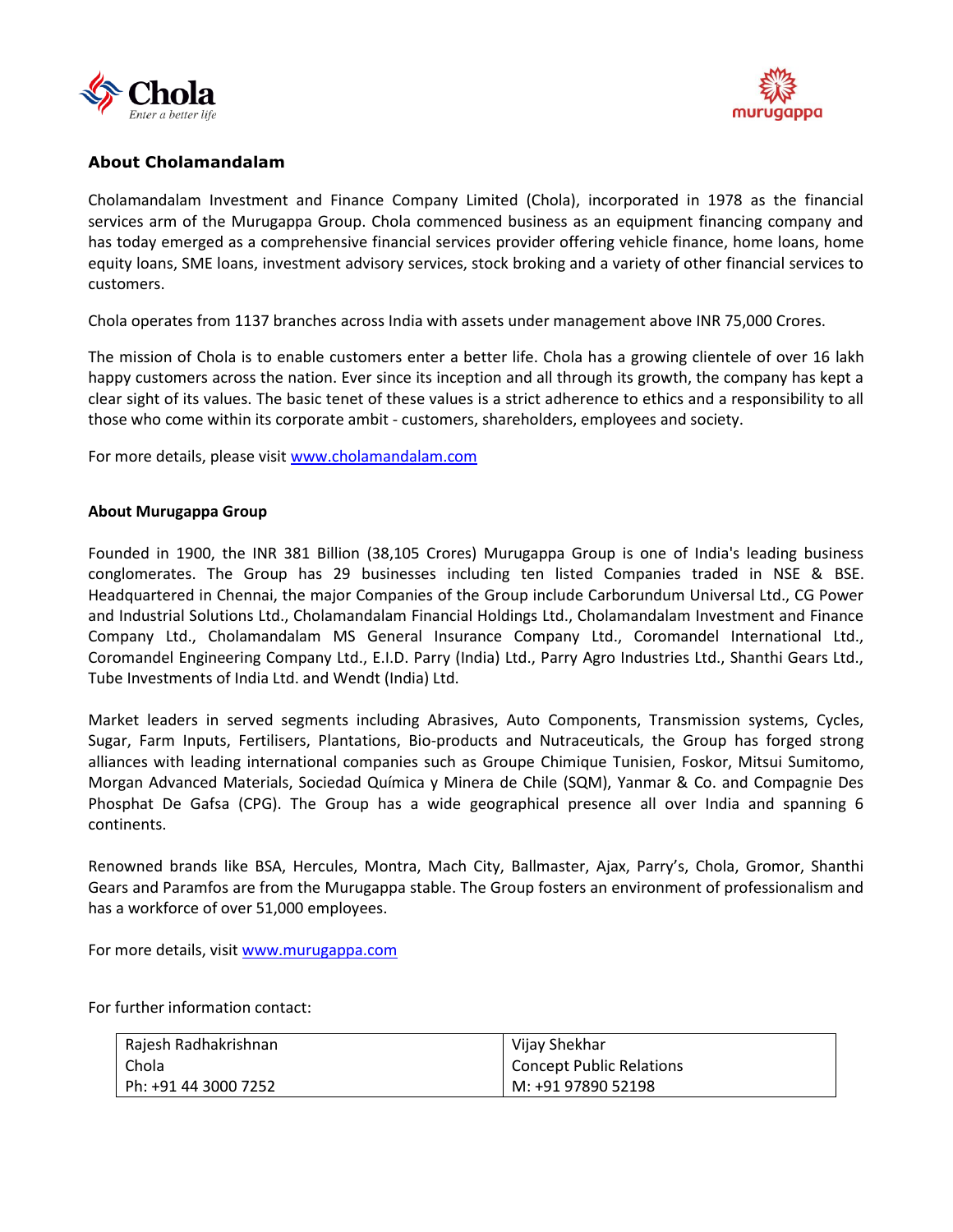## About Cholamandalam

Cholamandalam Investment and Finance Company Limited (Chola), incorporated in 1978 as the financial services arm of the Murugappa Group. Chola commenced business as an equipment financing company and has today emerged as a comprehensive financial services provider offering vehicle finance, home loans, home equity loans, SME loans, investment advisory services, stock broking and a variety of other financial services to customers.

Chola operates from 1137 branches across India with assets under management above INR 75,000 Crores.

The mission of Chola is to enable customers enter a better life. Chola has a growing clientele of over 16 lakh happy customers across the nation. Ever since its inception and all through its growth, the company has kept a clear sight of its values. The basic tenet of these values is a strict adherence to ethics and a responsibility to all those who come within its corporate ambit - customers, shareholders, employees and society.

For more details, please visit www.cholamandalam.com

**About Murugappa Group**

Founded in 1900, the INR 381 Billion (38,105 Crores) Murugappa Group is one of India's leading business conglomerates. The Group has 29 businesses including ten listed Companies traded in NSE & BSE. Headquartered in Chennai, the major Companies of the Group include Carborundum Universal Ltd., CG Power and Industrial Solutions Ltd., Cholamandalam Financial Holdings Ltd., Cholamandalam Investment and Finance Company Ltd., Cholamandalam MS General Insurance Company Ltd., Coromandel International Ltd., Coromandel Engineering Company Ltd., E.I.D. Parry (India) Ltd., Parry Agro Industries Ltd., Shanthi Gears Ltd., Tube Investments of India Ltd. and Wendt (India) Ltd.

Market leaders in served segments including Abrasives, Auto Components, Transmission systems, Cycles, Sugar, Farm Inputs, Fertilisers, Plantations, Bio-products and Nutraceuticals, the Group has forged strong alliances with leading international companies such as Groupe Chimique Tunisien, Foskor, Mitsui Sumitomo, Morgan Advanced Materials, Sociedad Química y Minera de Chile (SQM), Yanmar & Co. and Compagnie Des Phosphat De Gafsa (CPG). The Group has a wide geographical presence all over India and spanning 6 continents.

Renowned brands like BSA, Hercules, Montra, Mach City, Ballmaster, Ajax, Parry's, Chola, Gromor, Shanthi Gears and Paramfos are from the Murugappa stable. The Group fosters an environment of professionalism and has a workforce of over 51,000 employees.

For more details, visit www.murugappa.com

For further information contact:

| | |
|---|---|
| Rajesh Radhakrishnan<br>Chola<br>Ph: +91 44 3000 7252 | Vijay Shekhar<br>Concept Public Relations<br>M: +91 97890 52198 |